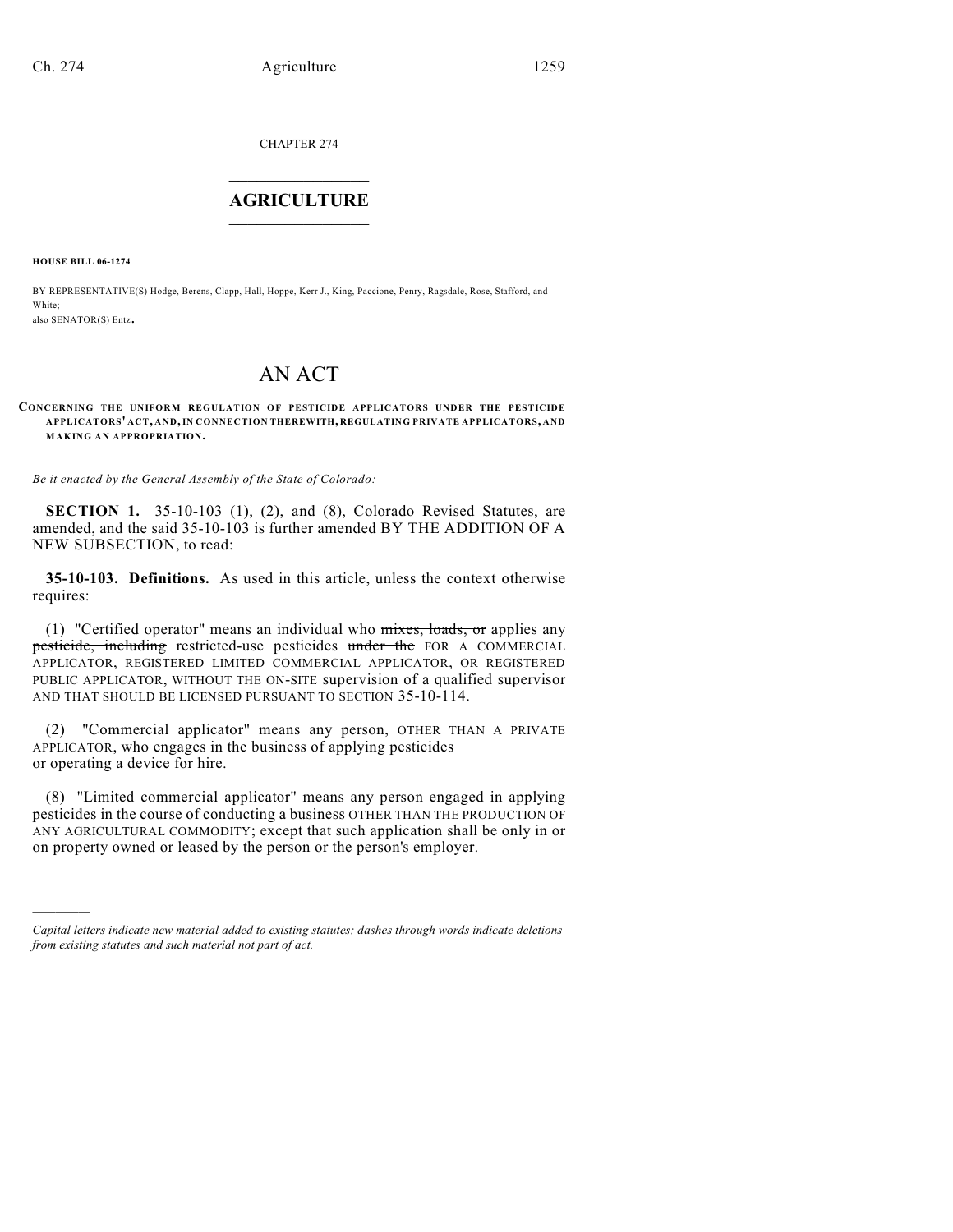CHAPTER 274

# AGRICULTURE

**HOUSE BILL 06-1274**

BY REPRESENTATIVE(S) Hodge, Berens, Clapp, Hall, Hoppe, Kerr J., King, Paccione, Penry, Ragsdale, Rose, Stafford, and White;
also SENATOR(S) Entz.

# AN ACT

**CONCERNING THE UNIFORM REGULATION OF PESTICIDE APPLICATORS UNDER THE PESTICIDE APPLICATORS' ACT, AND, IN CONNECTION THEREWITH, REGULATING PRIVATE APPLICATORS, AND MAKING AN APPROPRIATION.**

*Be it enacted by the General Assembly of the State of Colorado:*

**SECTION 1.** 35-10-103 (1), (2), and (8), Colorado Revised Statutes, are amended, and the said 35-10-103 is further amended BY THE ADDITION OF A NEW SUBSECTION, to read:

**35-10-103. Definitions.** As used in this article, unless the context otherwise requires:

(1) "Certified operator" means an individual who ~~mixes, loads, or~~ applies any ~~pesticide, including~~ restricted-use pesticides ~~under the~~ FOR A COMMERCIAL APPLICATOR, REGISTERED LIMITED COMMERCIAL APPLICATOR, OR REGISTERED PUBLIC APPLICATOR, WITHOUT THE ON-SITE supervision of a qualified supervisor AND THAT SHOULD BE LICENSED PURSUANT TO SECTION 35-10-114.

(2) "Commercial applicator" means any person, OTHER THAN A PRIVATE APPLICATOR, who engages in the business of applying pesticides or operating a device for hire.

(8) "Limited commercial applicator" means any person engaged in applying pesticides in the course of conducting a business OTHER THAN THE PRODUCTION OF ANY AGRICULTURAL COMMODITY; except that such application shall be only in or on property owned or leased by the person or the person's employer.

---

*Capital letters indicate new material added to existing statutes; dashes through words indicate deletions from existing statutes and such material not part of act.*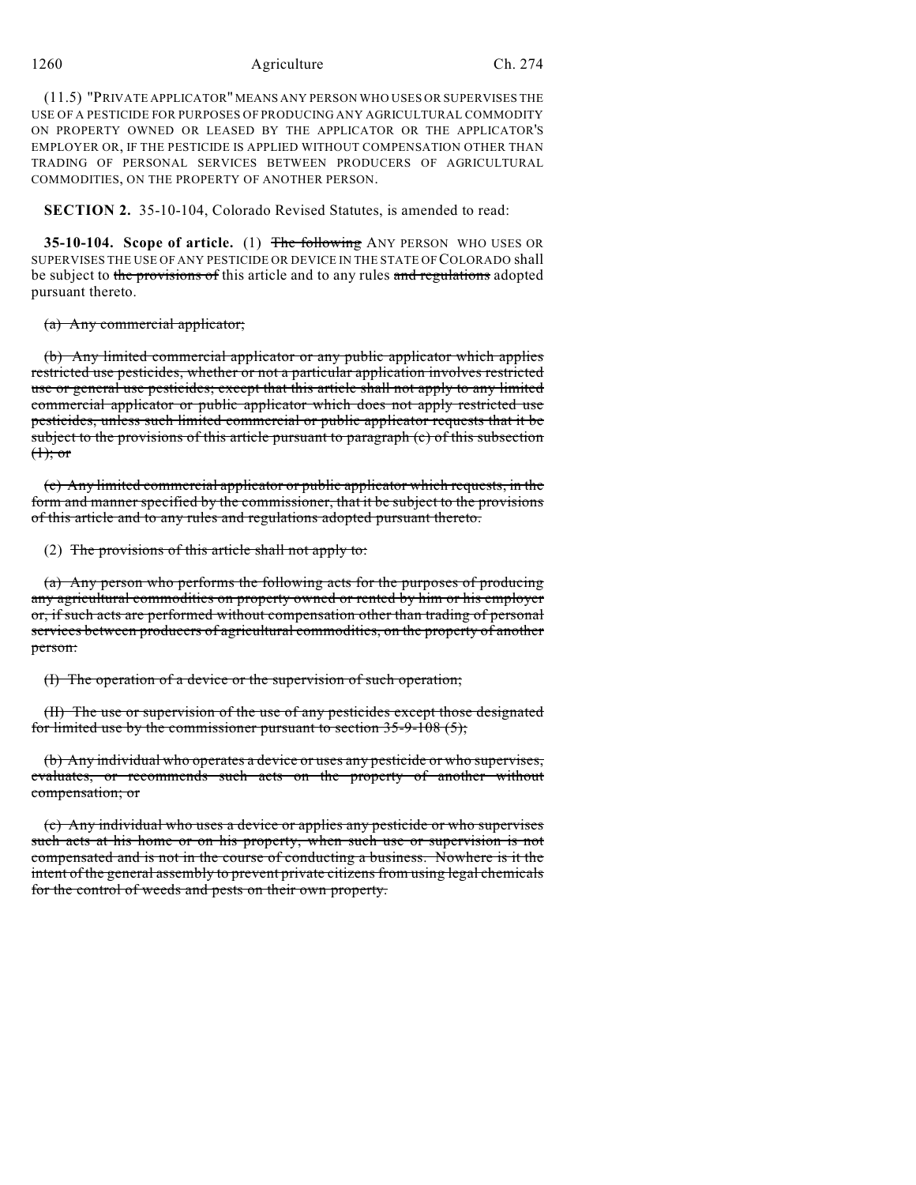(11.5) "PRIVATE APPLICATOR" MEANS ANY PERSON WHO USES OR SUPERVISES THE USE OF A PESTICIDE FOR PURPOSES OF PRODUCING ANY AGRICULTURAL COMMODITY ON PROPERTY OWNED OR LEASED BY THE APPLICATOR OR THE APPLICATOR'S EMPLOYER OR, IF THE PESTICIDE IS APPLIED WITHOUT COMPENSATION OTHER THAN TRADING OF PERSONAL SERVICES BETWEEN PRODUCERS OF AGRICULTURAL COMMODITIES, ON THE PROPERTY OF ANOTHER PERSON.

**SECTION 2.** 35-10-104, Colorado Revised Statutes, is amended to read:

**35-10-104. Scope of article.** (1) ~~The following~~ ANY PERSON WHO USES OR SUPERVISES THE USE OF ANY PESTICIDE OR DEVICE IN THE STATE OF COLORADO shall be subject to ~~the provisions of~~ this article and to any rules ~~and regulations~~ adopted pursuant thereto.

~~(a) Any commercial applicator;~~

~~(b) Any limited commercial applicator or any public applicator which applies restricted use pesticides, whether or not a particular application involves restricted use or general use pesticides; except that this article shall not apply to any limited commercial applicator or public applicator which does not apply restricted use pesticides, unless such limited commercial or public applicator requests that it be subject to the provisions of this article pursuant to paragraph (c) of this subsection (1); or~~

~~(c) Any limited commercial applicator or public applicator which requests, in the form and manner specified by the commissioner, that it be subject to the provisions of this article and to any rules and regulations adopted pursuant thereto.~~

(2) ~~The provisions of this article shall not apply to:~~

~~(a) Any person who performs the following acts for the purposes of producing any agricultural commodities on property owned or rented by him or his employer or, if such acts are performed without compensation other than trading of personal services between producers of agricultural commodities, on the property of another person:~~

~~(I) The operation of a device or the supervision of such operation;~~

~~(II) The use or supervision of the use of any pesticides except those designated for limited use by the commissioner pursuant to section 35-9-108 (5);~~

~~(b) Any individual who operates a device or uses any pesticide or who supervises, evaluates, or recommends such acts on the property of another without compensation; or~~

~~(c) Any individual who uses a device or applies any pesticide or who supervises such acts at his home or on his property, when such use or supervision is not compensated and is not in the course of conducting a business. Nowhere is it the intent of the general assembly to prevent private citizens from using legal chemicals for the control of weeds and pests on their own property.~~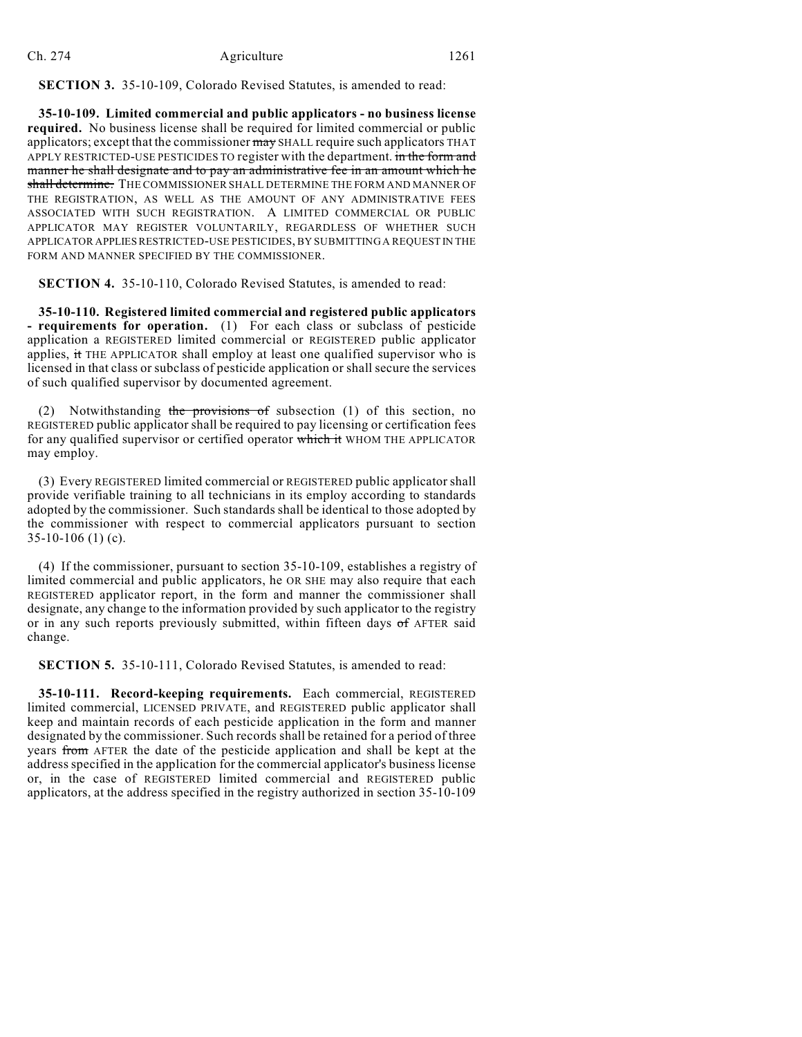**SECTION 3.** 35-10-109, Colorado Revised Statutes, is amended to read:

**35-10-109. Limited commercial and public applicators - no business license required.** No business license shall be required for limited commercial or public applicators; except that the commissioner ~~may~~ SHALL require such applicators THAT APPLY RESTRICTED-USE PESTICIDES TO register with the department. ~~in the form and manner he shall designate and to pay an administrative fee in an amount which he shall determine.~~ THE COMMISSIONER SHALL DETERMINE THE FORM AND MANNER OF THE REGISTRATION, AS WELL AS THE AMOUNT OF ANY ADMINISTRATIVE FEES ASSOCIATED WITH SUCH REGISTRATION. A LIMITED COMMERCIAL OR PUBLIC APPLICATOR MAY REGISTER VOLUNTARILY, REGARDLESS OF WHETHER SUCH APPLICATOR APPLIES RESTRICTED-USE PESTICIDES, BY SUBMITTING A REQUEST IN THE FORM AND MANNER SPECIFIED BY THE COMMISSIONER.

**SECTION 4.** 35-10-110, Colorado Revised Statutes, is amended to read:

**35-10-110. Registered limited commercial and registered public applicators - requirements for operation.** (1) For each class or subclass of pesticide application a REGISTERED limited commercial or REGISTERED public applicator applies, ~~it~~ THE APPLICATOR shall employ at least one qualified supervisor who is licensed in that class or subclass of pesticide application or shall secure the services of such qualified supervisor by documented agreement.

(2) Notwithstanding ~~the provisions of~~ subsection (1) of this section, no REGISTERED public applicator shall be required to pay licensing or certification fees for any qualified supervisor or certified operator ~~which it~~ WHOM THE APPLICATOR may employ.

(3) Every REGISTERED limited commercial or REGISTERED public applicator shall provide verifiable training to all technicians in its employ according to standards adopted by the commissioner. Such standards shall be identical to those adopted by the commissioner with respect to commercial applicators pursuant to section 35-10-106 (1) (c).

(4) If the commissioner, pursuant to section 35-10-109, establishes a registry of limited commercial and public applicators, he OR SHE may also require that each REGISTERED applicator report, in the form and manner the commissioner shall designate, any change to the information provided by such applicator to the registry or in any such reports previously submitted, within fifteen days ~~of~~ AFTER said change.

**SECTION 5.** 35-10-111, Colorado Revised Statutes, is amended to read:

**35-10-111. Record-keeping requirements.** Each commercial, REGISTERED limited commercial, LICENSED PRIVATE, and REGISTERED public applicator shall keep and maintain records of each pesticide application in the form and manner designated by the commissioner. Such records shall be retained for a period of three years ~~from~~ AFTER the date of the pesticide application and shall be kept at the address specified in the application for the commercial applicator's business license or, in the case of REGISTERED limited commercial and REGISTERED public applicators, at the address specified in the registry authorized in section 35-10-109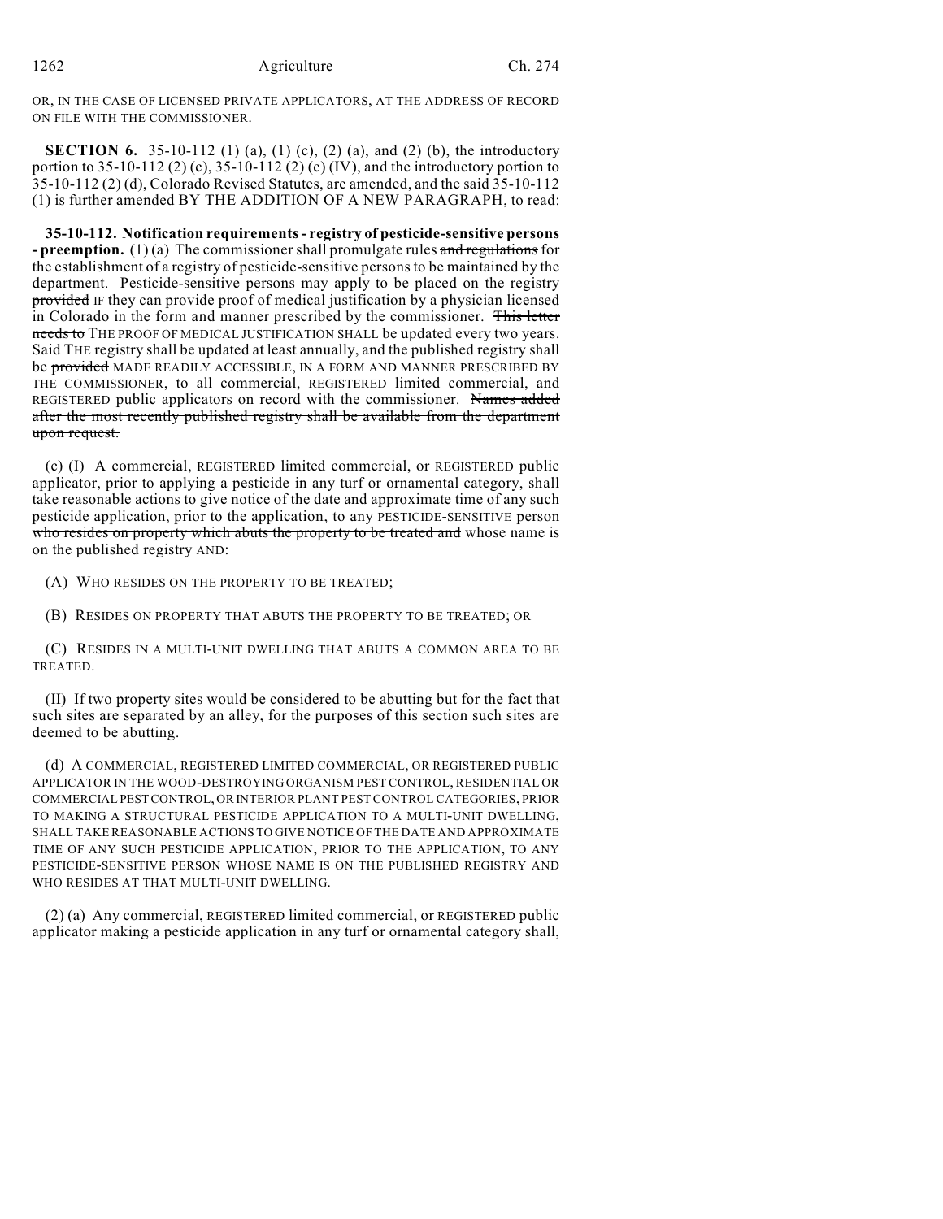OR, IN THE CASE OF LICENSED PRIVATE APPLICATORS, AT THE ADDRESS OF RECORD ON FILE WITH THE COMMISSIONER.

**SECTION 6.** 35-10-112 (1) (a), (1) (c), (2) (a), and (2) (b), the introductory portion to 35-10-112 (2) (c), 35-10-112 (2) (c) (IV), and the introductory portion to 35-10-112 (2) (d), Colorado Revised Statutes, are amended, and the said 35-10-112 (1) is further amended BY THE ADDITION OF A NEW PARAGRAPH, to read:

**35-10-112. Notification requirements - registry of pesticide-sensitive persons - preemption.** (1) (a) The commissioner shall promulgate rules ~~and regulations~~ for the establishment of a registry of pesticide-sensitive persons to be maintained by the department. Pesticide-sensitive persons may apply to be placed on the registry ~~provided~~ IF they can provide proof of medical justification by a physician licensed in Colorado in the form and manner prescribed by the commissioner. ~~This letter needs to~~ THE PROOF OF MEDICAL JUSTIFICATION SHALL be updated every two years. ~~Said~~ THE registry shall be updated at least annually, and the published registry shall be ~~provided~~ MADE READILY ACCESSIBLE, IN A FORM AND MANNER PRESCRIBED BY THE COMMISSIONER, to all commercial, REGISTERED limited commercial, and REGISTERED public applicators on record with the commissioner. ~~Names added after the most recently published registry shall be available from the department upon request.~~

(c) (I) A commercial, REGISTERED limited commercial, or REGISTERED public applicator, prior to applying a pesticide in any turf or ornamental category, shall take reasonable actions to give notice of the date and approximate time of any such pesticide application, prior to the application, to any PESTICIDE-SENSITIVE person ~~who resides on property which abuts the property to be treated and~~ whose name is on the published registry AND:

(A) WHO RESIDES ON THE PROPERTY TO BE TREATED;

(B) RESIDES ON PROPERTY THAT ABUTS THE PROPERTY TO BE TREATED; OR

(C) RESIDES IN A MULTI-UNIT DWELLING THAT ABUTS A COMMON AREA TO BE TREATED.

(II) If two property sites would be considered to be abutting but for the fact that such sites are separated by an alley, for the purposes of this section such sites are deemed to be abutting.

(d) A COMMERCIAL, REGISTERED LIMITED COMMERCIAL, OR REGISTERED PUBLIC APPLICATOR IN THE WOOD-DESTROYING ORGANISM PEST CONTROL, RESIDENTIAL OR COMMERCIAL PEST CONTROL, OR INTERIOR PLANT PEST CONTROL CATEGORIES, PRIOR TO MAKING A STRUCTURAL PESTICIDE APPLICATION TO A MULTI-UNIT DWELLING, SHALL TAKE REASONABLE ACTIONS TO GIVE NOTICE OF THE DATE AND APPROXIMATE TIME OF ANY SUCH PESTICIDE APPLICATION, PRIOR TO THE APPLICATION, TO ANY PESTICIDE-SENSITIVE PERSON WHOSE NAME IS ON THE PUBLISHED REGISTRY AND WHO RESIDES AT THAT MULTI-UNIT DWELLING.

(2) (a) Any commercial, REGISTERED limited commercial, or REGISTERED public applicator making a pesticide application in any turf or ornamental category shall,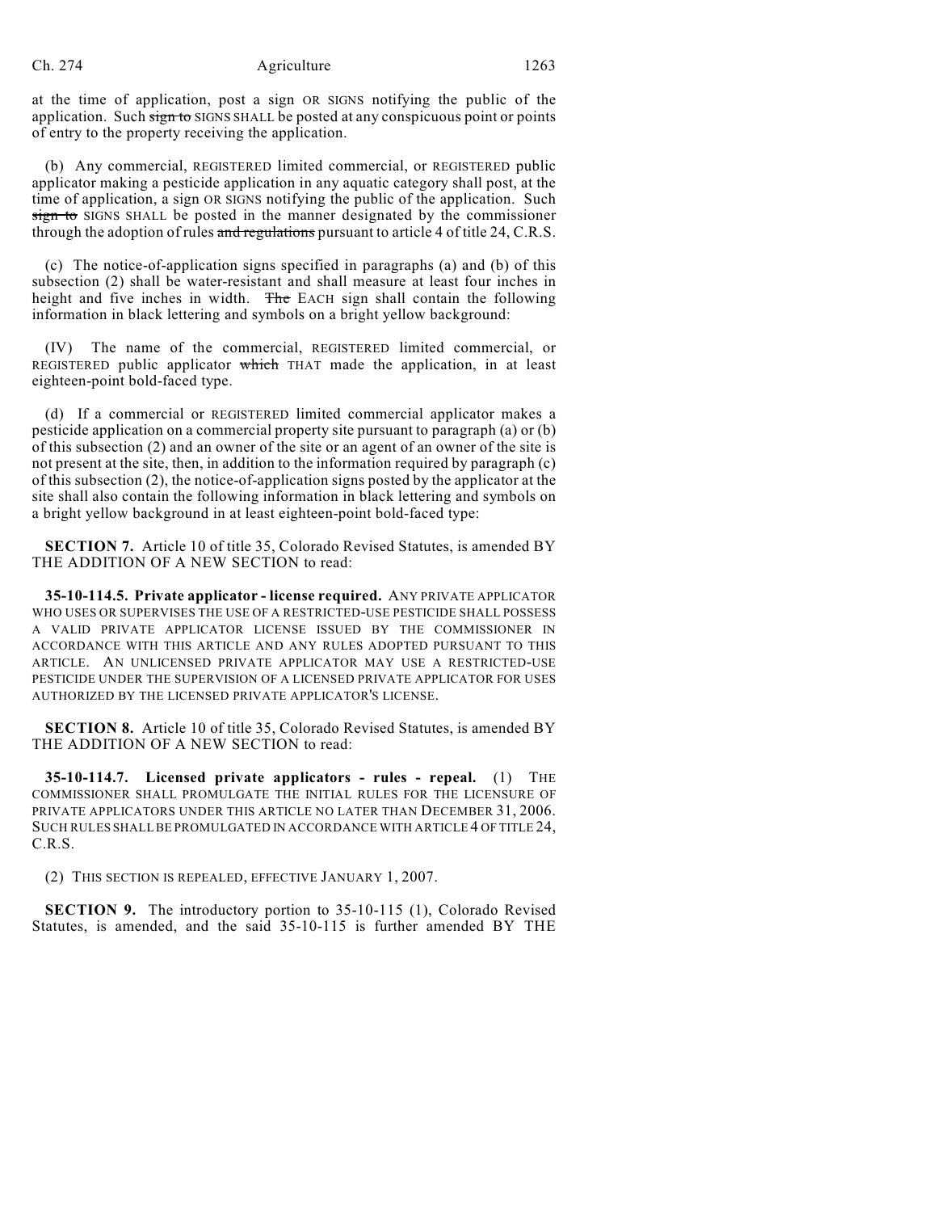at the time of application, post a sign OR SIGNS notifying the public of the application. Such ~~sign to~~ SIGNS SHALL be posted at any conspicuous point or points of entry to the property receiving the application.

(b) Any commercial, REGISTERED limited commercial, or REGISTERED public applicator making a pesticide application in any aquatic category shall post, at the time of application, a sign OR SIGNS notifying the public of the application. Such ~~sign to~~ SIGNS SHALL be posted in the manner designated by the commissioner through the adoption of rules ~~and regulations~~ pursuant to article 4 of title 24, C.R.S.

(c) The notice-of-application signs specified in paragraphs (a) and (b) of this subsection (2) shall be water-resistant and shall measure at least four inches in height and five inches in width. ~~The~~ EACH sign shall contain the following information in black lettering and symbols on a bright yellow background:

(IV) The name of the commercial, REGISTERED limited commercial, or REGISTERED public applicator ~~which~~ THAT made the application, in at least eighteen-point bold-faced type.

(d) If a commercial or REGISTERED limited commercial applicator makes a pesticide application on a commercial property site pursuant to paragraph (a) or (b) of this subsection (2) and an owner of the site or an agent of an owner of the site is not present at the site, then, in addition to the information required by paragraph (c) of this subsection (2), the notice-of-application signs posted by the applicator at the site shall also contain the following information in black lettering and symbols on a bright yellow background in at least eighteen-point bold-faced type:

**SECTION 7.** Article 10 of title 35, Colorado Revised Statutes, is amended BY THE ADDITION OF A NEW SECTION to read:

**35-10-114.5. Private applicator - license required.** ANY PRIVATE APPLICATOR WHO USES OR SUPERVISES THE USE OF A RESTRICTED-USE PESTICIDE SHALL POSSESS A VALID PRIVATE APPLICATOR LICENSE ISSUED BY THE COMMISSIONER IN ACCORDANCE WITH THIS ARTICLE AND ANY RULES ADOPTED PURSUANT TO THIS ARTICLE. AN UNLICENSED PRIVATE APPLICATOR MAY USE A RESTRICTED-USE PESTICIDE UNDER THE SUPERVISION OF A LICENSED PRIVATE APPLICATOR FOR USES AUTHORIZED BY THE LICENSED PRIVATE APPLICATOR'S LICENSE.

**SECTION 8.** Article 10 of title 35, Colorado Revised Statutes, is amended BY THE ADDITION OF A NEW SECTION to read:

**35-10-114.7. Licensed private applicators - rules - repeal.** (1) THE COMMISSIONER SHALL PROMULGATE THE INITIAL RULES FOR THE LICENSURE OF PRIVATE APPLICATORS UNDER THIS ARTICLE NO LATER THAN DECEMBER 31, 2006. SUCH RULES SHALL BE PROMULGATED IN ACCORDANCE WITH ARTICLE 4 OF TITLE 24, C.R.S.

(2) THIS SECTION IS REPEALED, EFFECTIVE JANUARY 1, 2007.

**SECTION 9.** The introductory portion to 35-10-115 (1), Colorado Revised Statutes, is amended, and the said 35-10-115 is further amended BY THE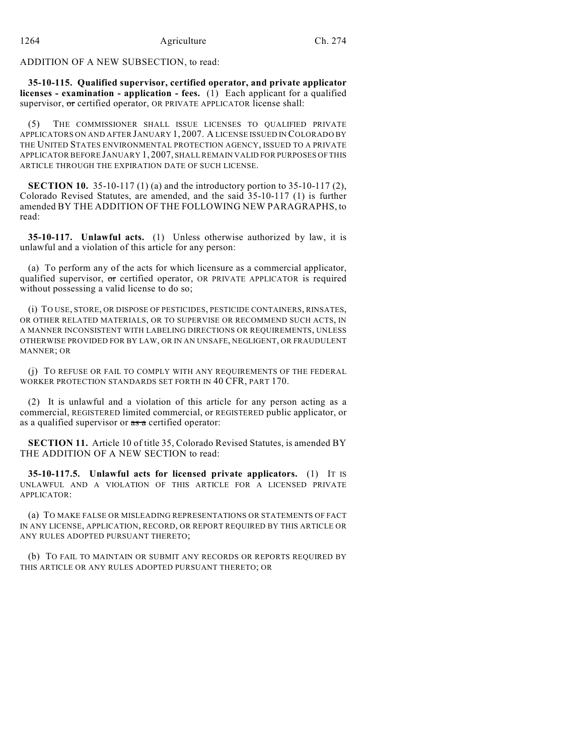ADDITION OF A NEW SUBSECTION, to read:

**35-10-115. Qualified supervisor, certified operator, and private applicator licenses - examination - application - fees.** (1) Each applicant for a qualified supervisor, ~~or~~ certified operator, OR PRIVATE APPLICATOR license shall:

(5) THE COMMISSIONER SHALL ISSUE LICENSES TO QUALIFIED PRIVATE APPLICATORS ON AND AFTER JANUARY 1, 2007. A LICENSE ISSUED IN COLORADO BY THE UNITED STATES ENVIRONMENTAL PROTECTION AGENCY, ISSUED TO A PRIVATE APPLICATOR BEFORE JANUARY 1, 2007, SHALL REMAIN VALID FOR PURPOSES OF THIS ARTICLE THROUGH THE EXPIRATION DATE OF SUCH LICENSE.

**SECTION 10.** 35-10-117 (1) (a) and the introductory portion to 35-10-117 (2), Colorado Revised Statutes, are amended, and the said 35-10-117 (1) is further amended BY THE ADDITION OF THE FOLLOWING NEW PARAGRAPHS, to read:

**35-10-117. Unlawful acts.** (1) Unless otherwise authorized by law, it is unlawful and a violation of this article for any person:

(a) To perform any of the acts for which licensure as a commercial applicator, qualified supervisor, ~~or~~ certified operator, OR PRIVATE APPLICATOR is required without possessing a valid license to do so;

(i) TO USE, STORE, OR DISPOSE OF PESTICIDES, PESTICIDE CONTAINERS, RINSATES, OR OTHER RELATED MATERIALS, OR TO SUPERVISE OR RECOMMEND SUCH ACTS, IN A MANNER INCONSISTENT WITH LABELING DIRECTIONS OR REQUIREMENTS, UNLESS OTHERWISE PROVIDED FOR BY LAW, OR IN AN UNSAFE, NEGLIGENT, OR FRAUDULENT MANNER; OR

(j) TO REFUSE OR FAIL TO COMPLY WITH ANY REQUIREMENTS OF THE FEDERAL WORKER PROTECTION STANDARDS SET FORTH IN 40 CFR, PART 170.

(2) It is unlawful and a violation of this article for any person acting as a commercial, REGISTERED limited commercial, or REGISTERED public applicator, or as a qualified supervisor or ~~as a~~ certified operator:

**SECTION 11.** Article 10 of title 35, Colorado Revised Statutes, is amended BY THE ADDITION OF A NEW SECTION to read:

**35-10-117.5. Unlawful acts for licensed private applicators.** (1) IT IS UNLAWFUL AND A VIOLATION OF THIS ARTICLE FOR A LICENSED PRIVATE APPLICATOR:

(a) TO MAKE FALSE OR MISLEADING REPRESENTATIONS OR STATEMENTS OF FACT IN ANY LICENSE, APPLICATION, RECORD, OR REPORT REQUIRED BY THIS ARTICLE OR ANY RULES ADOPTED PURSUANT THERETO;

(b) TO FAIL TO MAINTAIN OR SUBMIT ANY RECORDS OR REPORTS REQUIRED BY THIS ARTICLE OR ANY RULES ADOPTED PURSUANT THERETO; OR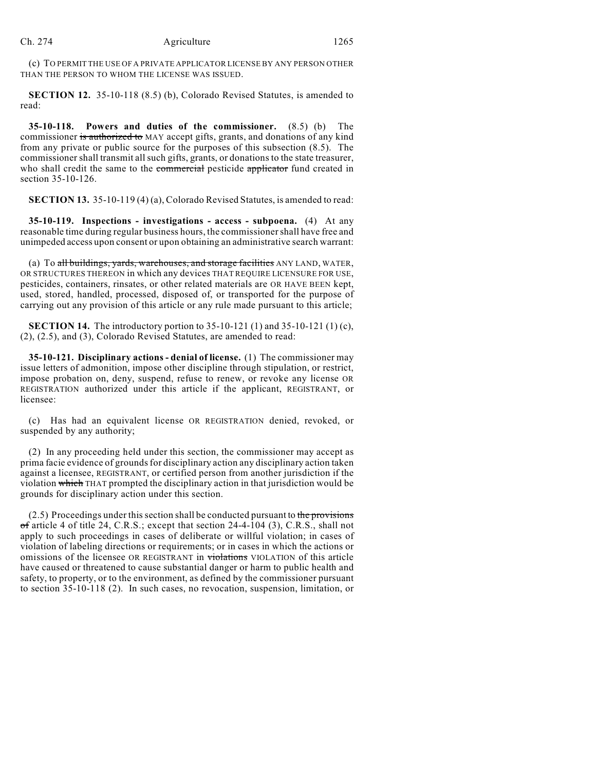(c) TO PERMIT THE USE OF A PRIVATE APPLICATOR LICENSE BY ANY PERSON OTHER THAN THE PERSON TO WHOM THE LICENSE WAS ISSUED.

**SECTION 12.** 35-10-118 (8.5) (b), Colorado Revised Statutes, is amended to read:

**35-10-118. Powers and duties of the commissioner.** (8.5) (b) The commissioner ~~is authorized to~~ MAY accept gifts, grants, and donations of any kind from any private or public source for the purposes of this subsection (8.5). The commissioner shall transmit all such gifts, grants, or donations to the state treasurer, who shall credit the same to the ~~commercial~~ pesticide ~~applicator~~ fund created in section 35-10-126.

**SECTION 13.** 35-10-119 (4) (a), Colorado Revised Statutes, is amended to read:

**35-10-119. Inspections - investigations - access - subpoena.** (4) At any reasonable time during regular business hours, the commissioner shall have free and unimpeded access upon consent or upon obtaining an administrative search warrant:

(a) To ~~all buildings, yards, warehouses, and storage facilities~~ ANY LAND, WATER, OR STRUCTURES THEREON in which any devices THAT REQUIRE LICENSURE FOR USE, pesticides, containers, rinsates, or other related materials are OR HAVE BEEN kept, used, stored, handled, processed, disposed of, or transported for the purpose of carrying out any provision of this article or any rule made pursuant to this article;

**SECTION 14.** The introductory portion to 35-10-121 (1) and 35-10-121 (1) (c), (2), (2.5), and (3), Colorado Revised Statutes, are amended to read:

**35-10-121. Disciplinary actions - denial of license.** (1) The commissioner may issue letters of admonition, impose other discipline through stipulation, or restrict, impose probation on, deny, suspend, refuse to renew, or revoke any license OR REGISTRATION authorized under this article if the applicant, REGISTRANT, or licensee:

(c) Has had an equivalent license OR REGISTRATION denied, revoked, or suspended by any authority;

(2) In any proceeding held under this section, the commissioner may accept as prima facie evidence of grounds for disciplinary action any disciplinary action taken against a licensee, REGISTRANT, or certified person from another jurisdiction if the violation ~~which~~ THAT prompted the disciplinary action in that jurisdiction would be grounds for disciplinary action under this section.

(2.5) Proceedings under this section shall be conducted pursuant to ~~the provisions of~~ article 4 of title 24, C.R.S.; except that section 24-4-104 (3), C.R.S., shall not apply to such proceedings in cases of deliberate or willful violation; in cases of violation of labeling directions or requirements; or in cases in which the actions or omissions of the licensee OR REGISTRANT in ~~violations~~ VIOLATION of this article have caused or threatened to cause substantial danger or harm to public health and safety, to property, or to the environment, as defined by the commissioner pursuant to section 35-10-118 (2). In such cases, no revocation, suspension, limitation, or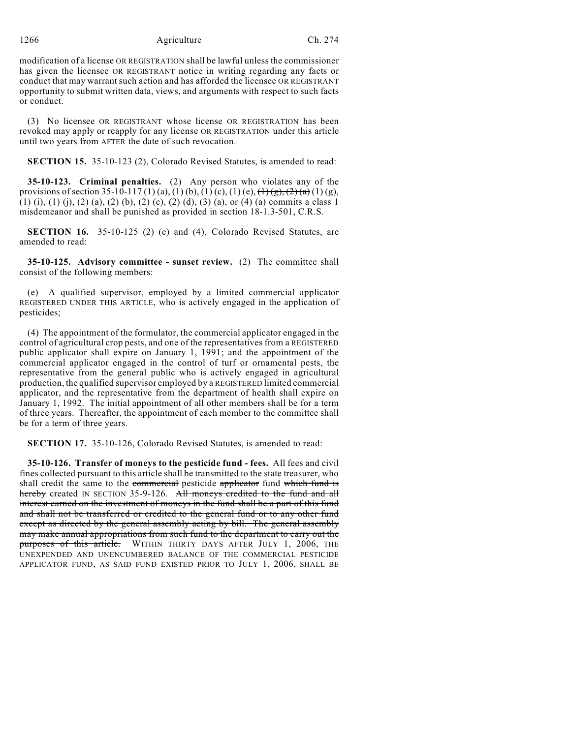modification of a license OR REGISTRATION shall be lawful unless the commissioner has given the licensee OR REGISTRANT notice in writing regarding any facts or conduct that may warrant such action and has afforded the licensee OR REGISTRANT opportunity to submit written data, views, and arguments with respect to such facts or conduct.

(3) No licensee OR REGISTRANT whose license OR REGISTRATION has been revoked may apply or reapply for any license OR REGISTRATION under this article until two years ~~from~~ AFTER the date of such revocation.

**SECTION 15.** 35-10-123 (2), Colorado Revised Statutes, is amended to read:

**35-10-123. Criminal penalties.** (2) Any person who violates any of the provisions of section 35-10-117 (1) (a), (1) (b), (1) (c), (1) (e), ~~(1) (g), (2) (a)~~ (1) (g), (1) (i), (1) (j), (2) (a), (2) (b), (2) (c), (2) (d), (3) (a), or (4) (a) commits a class 1 misdemeanor and shall be punished as provided in section 18-1.3-501, C.R.S.

**SECTION 16.** 35-10-125 (2) (e) and (4), Colorado Revised Statutes, are amended to read:

**35-10-125. Advisory committee - sunset review.** (2) The committee shall consist of the following members:

(e) A qualified supervisor, employed by a limited commercial applicator REGISTERED UNDER THIS ARTICLE, who is actively engaged in the application of pesticides;

(4) The appointment of the formulator, the commercial applicator engaged in the control of agricultural crop pests, and one of the representatives from a REGISTERED public applicator shall expire on January 1, 1991; and the appointment of the commercial applicator engaged in the control of turf or ornamental pests, the representative from the general public who is actively engaged in agricultural production, the qualified supervisor employed by a REGISTERED limited commercial applicator, and the representative from the department of health shall expire on January 1, 1992. The initial appointment of all other members shall be for a term of three years. Thereafter, the appointment of each member to the committee shall be for a term of three years.

**SECTION 17.** 35-10-126, Colorado Revised Statutes, is amended to read:

**35-10-126. Transfer of moneys to the pesticide fund - fees.** All fees and civil fines collected pursuant to this article shall be transmitted to the state treasurer, who shall credit the same to the ~~commercial~~ pesticide ~~applicator~~ fund ~~which fund is hereby~~ created IN SECTION 35-9-126. ~~All moneys credited to the fund and all interest earned on the investment of moneys in the fund shall be a part of this fund and shall not be transferred or credited to the general fund or to any other fund except as directed by the general assembly acting by bill. The general assembly may make annual appropriations from such fund to the department to carry out the purposes of this article.~~ WITHIN THIRTY DAYS AFTER JULY 1, 2006, THE UNEXPENDED AND UNENCUMBERED BALANCE OF THE COMMERCIAL PESTICIDE APPLICATOR FUND, AS SAID FUND EXISTED PRIOR TO JULY 1, 2006, SHALL BE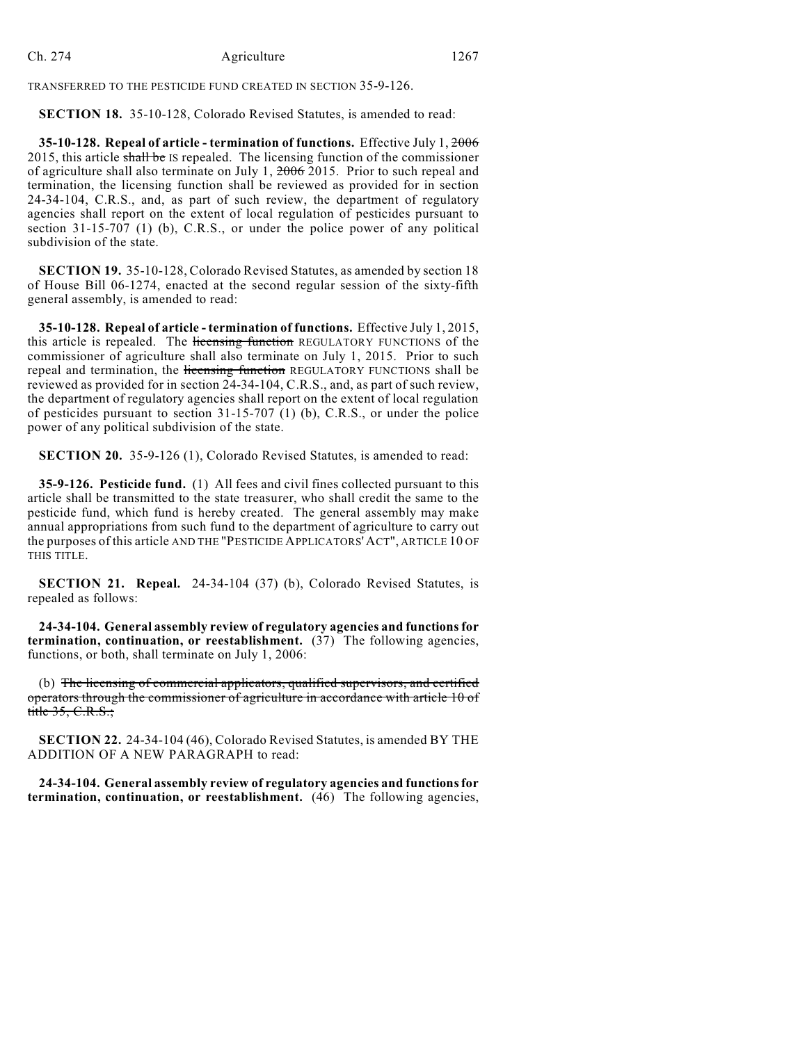TRANSFERRED TO THE PESTICIDE FUND CREATED IN SECTION 35-9-126.

**SECTION 18.** 35-10-128, Colorado Revised Statutes, is amended to read:

**35-10-128. Repeal of article - termination of functions.** Effective July 1, ~~2006~~ 2015, this article ~~shall be~~ IS repealed. The licensing function of the commissioner of agriculture shall also terminate on July 1, ~~2006~~ 2015. Prior to such repeal and termination, the licensing function shall be reviewed as provided for in section 24-34-104, C.R.S., and, as part of such review, the department of regulatory agencies shall report on the extent of local regulation of pesticides pursuant to section 31-15-707 (1) (b), C.R.S., or under the police power of any political subdivision of the state.

**SECTION 19.** 35-10-128, Colorado Revised Statutes, as amended by section 18 of House Bill 06-1274, enacted at the second regular session of the sixty-fifth general assembly, is amended to read:

**35-10-128. Repeal of article - termination of functions.** Effective July 1, 2015, this article is repealed. The ~~licensing function~~ REGULATORY FUNCTIONS of the commissioner of agriculture shall also terminate on July 1, 2015. Prior to such repeal and termination, the ~~licensing function~~ REGULATORY FUNCTIONS shall be reviewed as provided for in section 24-34-104, C.R.S., and, as part of such review, the department of regulatory agencies shall report on the extent of local regulation of pesticides pursuant to section 31-15-707 (1) (b), C.R.S., or under the police power of any political subdivision of the state.

**SECTION 20.** 35-9-126 (1), Colorado Revised Statutes, is amended to read:

**35-9-126. Pesticide fund.** (1) All fees and civil fines collected pursuant to this article shall be transmitted to the state treasurer, who shall credit the same to the pesticide fund, which fund is hereby created. The general assembly may make annual appropriations from such fund to the department of agriculture to carry out the purposes of this article AND THE "PESTICIDE APPLICATORS' ACT", ARTICLE 10 OF THIS TITLE.

**SECTION 21. Repeal.** 24-34-104 (37) (b), Colorado Revised Statutes, is repealed as follows:

**24-34-104. General assembly review of regulatory agencies and functions for termination, continuation, or reestablishment.** (37) The following agencies, functions, or both, shall terminate on July 1, 2006:

(b) ~~The licensing of commercial applicators, qualified supervisors, and certified operators through the commissioner of agriculture in accordance with article 10 of title 35, C.R.S.;~~

**SECTION 22.** 24-34-104 (46), Colorado Revised Statutes, is amended BY THE ADDITION OF A NEW PARAGRAPH to read:

**24-34-104. General assembly review of regulatory agencies and functions for termination, continuation, or reestablishment.** (46) The following agencies,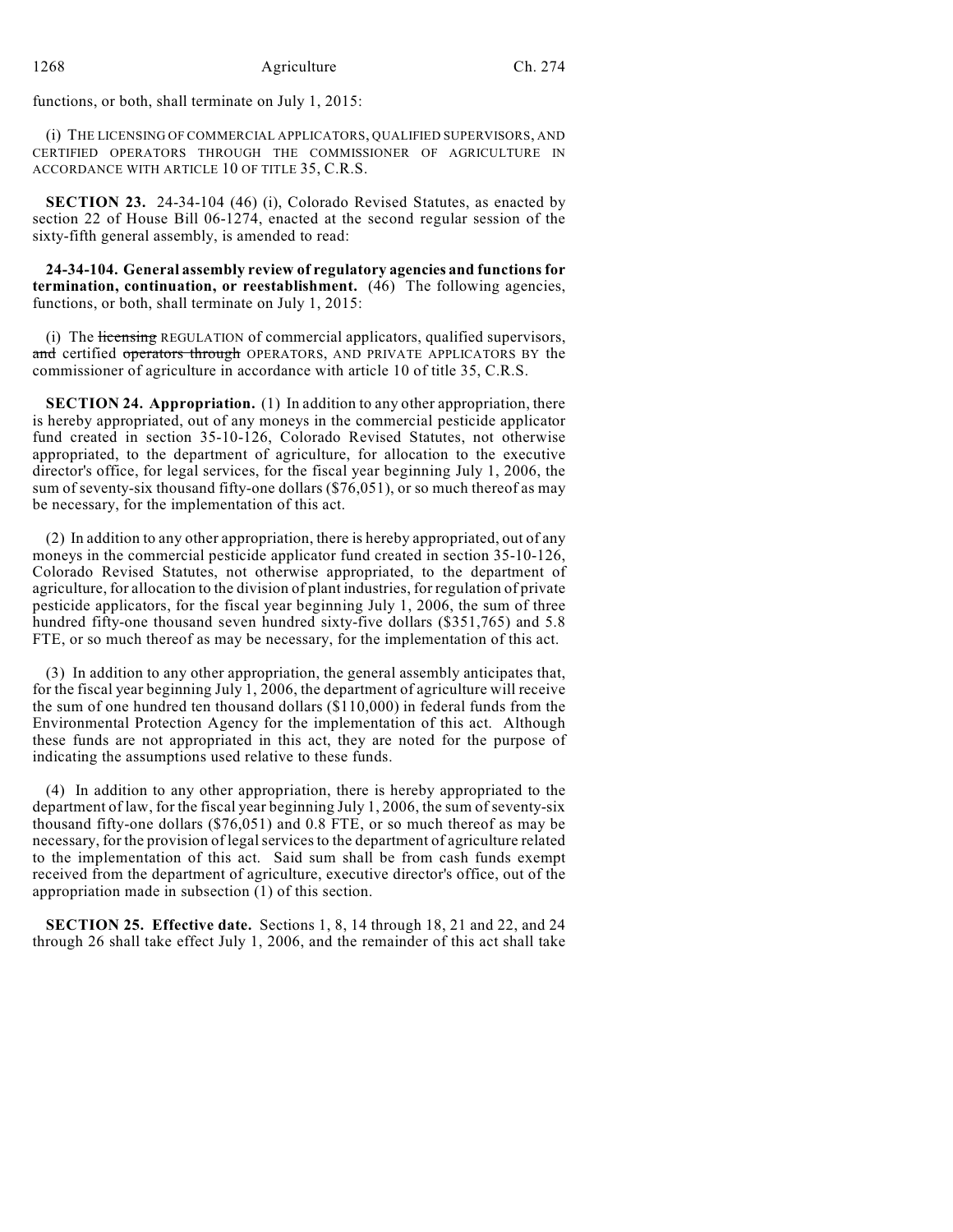functions, or both, shall terminate on July 1, 2015:

(i) THE LICENSING OF COMMERCIAL APPLICATORS, QUALIFIED SUPERVISORS, AND CERTIFIED OPERATORS THROUGH THE COMMISSIONER OF AGRICULTURE IN ACCORDANCE WITH ARTICLE 10 OF TITLE 35, C.R.S.

**SECTION 23.** 24-34-104 (46) (i), Colorado Revised Statutes, as enacted by section 22 of House Bill 06-1274, enacted at the second regular session of the sixty-fifth general assembly, is amended to read:

**24-34-104. General assembly review of regulatory agencies and functions for termination, continuation, or reestablishment.** (46) The following agencies, functions, or both, shall terminate on July 1, 2015:

(i) The ~~licensing~~ REGULATION of commercial applicators, qualified supervisors, ~~and~~ certified ~~operators through~~ OPERATORS, AND PRIVATE APPLICATORS BY the commissioner of agriculture in accordance with article 10 of title 35, C.R.S.

**SECTION 24. Appropriation.** (1) In addition to any other appropriation, there is hereby appropriated, out of any moneys in the commercial pesticide applicator fund created in section 35-10-126, Colorado Revised Statutes, not otherwise appropriated, to the department of agriculture, for allocation to the executive director's office, for legal services, for the fiscal year beginning July 1, 2006, the sum of seventy-six thousand fifty-one dollars ($76,051), or so much thereof as may be necessary, for the implementation of this act.

(2) In addition to any other appropriation, there is hereby appropriated, out of any moneys in the commercial pesticide applicator fund created in section 35-10-126, Colorado Revised Statutes, not otherwise appropriated, to the department of agriculture, for allocation to the division of plant industries, for regulation of private pesticide applicators, for the fiscal year beginning July 1, 2006, the sum of three hundred fifty-one thousand seven hundred sixty-five dollars ($351,765) and 5.8 FTE, or so much thereof as may be necessary, for the implementation of this act.

(3) In addition to any other appropriation, the general assembly anticipates that, for the fiscal year beginning July 1, 2006, the department of agriculture will receive the sum of one hundred ten thousand dollars ($110,000) in federal funds from the Environmental Protection Agency for the implementation of this act. Although these funds are not appropriated in this act, they are noted for the purpose of indicating the assumptions used relative to these funds.

(4) In addition to any other appropriation, there is hereby appropriated to the department of law, for the fiscal year beginning July 1, 2006, the sum of seventy-six thousand fifty-one dollars ($76,051) and 0.8 FTE, or so much thereof as may be necessary, for the provision of legal services to the department of agriculture related to the implementation of this act. Said sum shall be from cash funds exempt received from the department of agriculture, executive director's office, out of the appropriation made in subsection (1) of this section.

**SECTION 25. Effective date.** Sections 1, 8, 14 through 18, 21 and 22, and 24 through 26 shall take effect July 1, 2006, and the remainder of this act shall take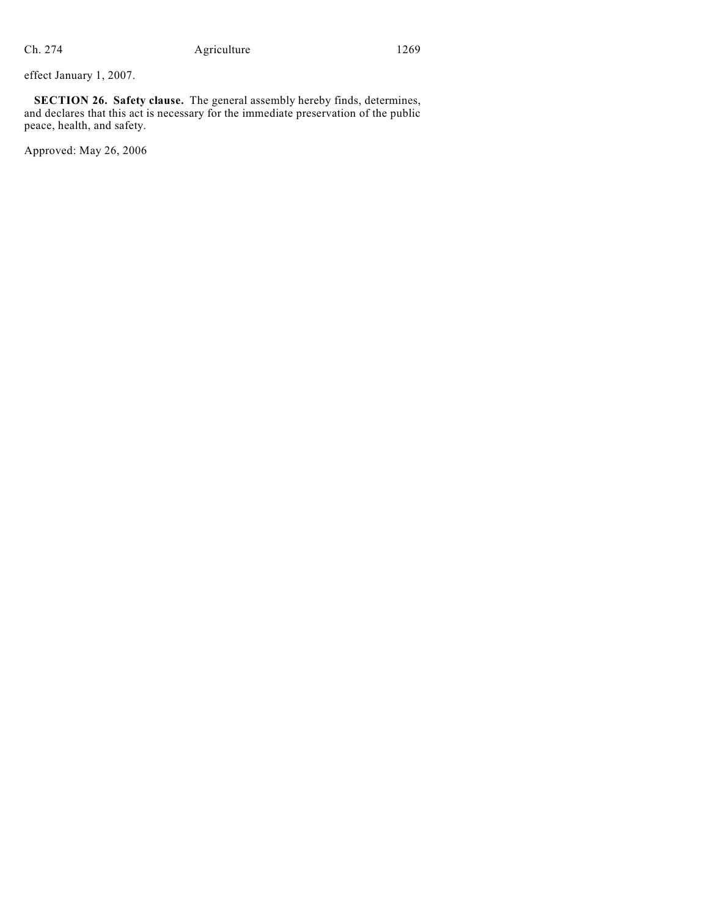effect January 1, 2007.

**SECTION 26. Safety clause.** The general assembly hereby finds, determines, and declares that this act is necessary for the immediate preservation of the public peace, health, and safety.

Approved: May 26, 2006